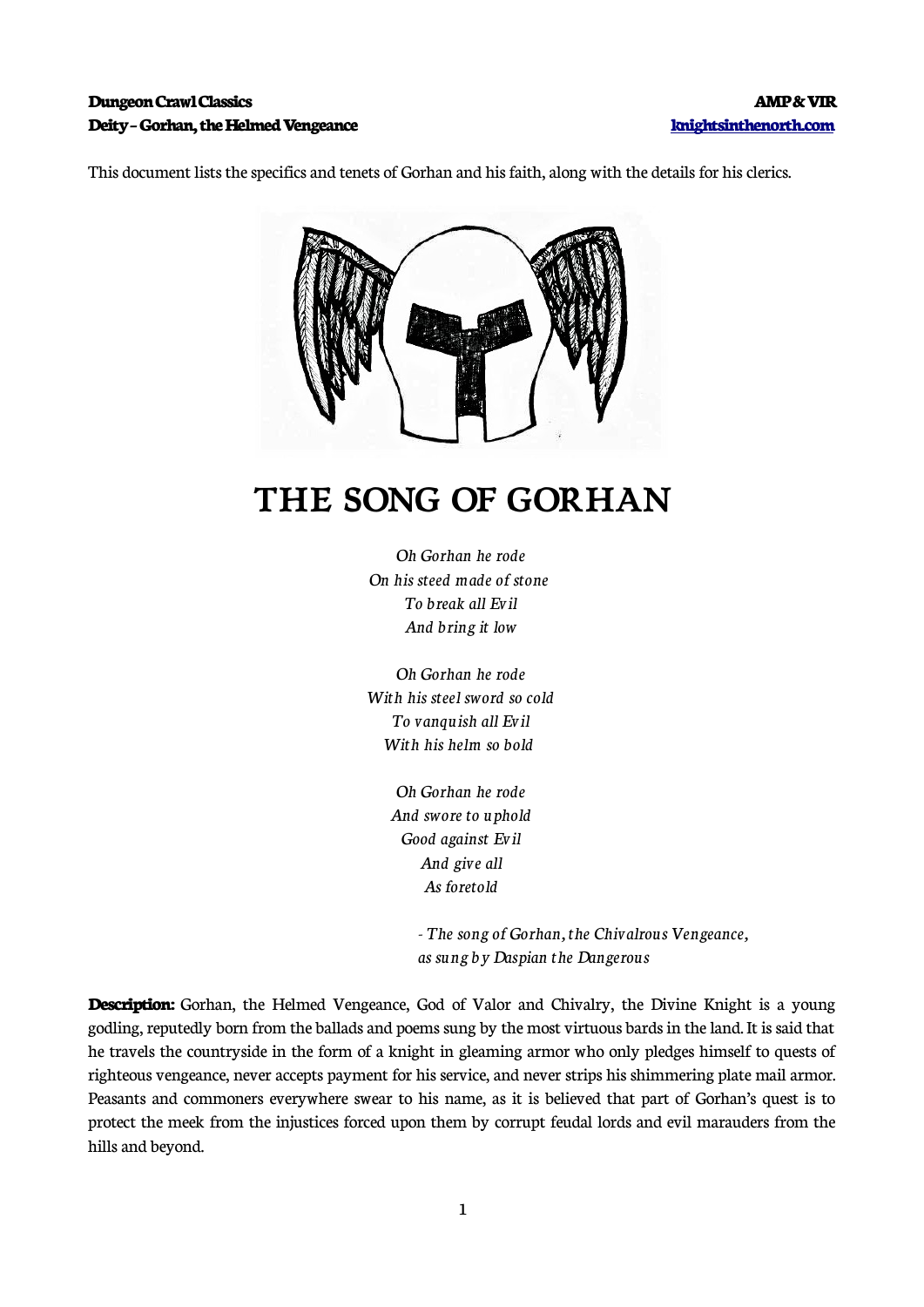**Dungeon Crawl Classics** | **AMP & VIR**
**Deity – Gorhan, the Helmed Vengeance** | **knightsinthenorth.com**

This document lists the specifics and tenets of Gorhan and his faith, along with the details for his clerics.

# THE SONG OF GORHAN

*Oh Gorhan he rode*
*On his steed made of stone*
*To break all Evil*
*And bring it low*

*Oh Gorhan he rode*
*With his steel sword so cold*
*To vanquish all Evil*
*With his helm so bold*

*Oh Gorhan he rode*
*And swore to uphold*
*Good against Evil*
*And give all*
*As foretold*

*- The song of Gorhan, the Chivalrous Vengeance,*
*as sung by Daspian the Dangerous*

**Description:** Gorhan, the Helmed Vengeance, God of Valor and Chivalry, the Divine Knight is a young godling, reputedly born from the ballads and poems sung by the most virtuous bards in the land. It is said that he travels the countryside in the form of a knight in gleaming armor who only pledges himself to quests of righteous vengeance, never accepts payment for his service, and never strips his shimmering plate mail armor. Peasants and commoners everywhere swear to his name, as it is believed that part of Gorhan's quest is to protect the meek from the injustices forced upon them by corrupt feudal lords and evil marauders from the hills and beyond.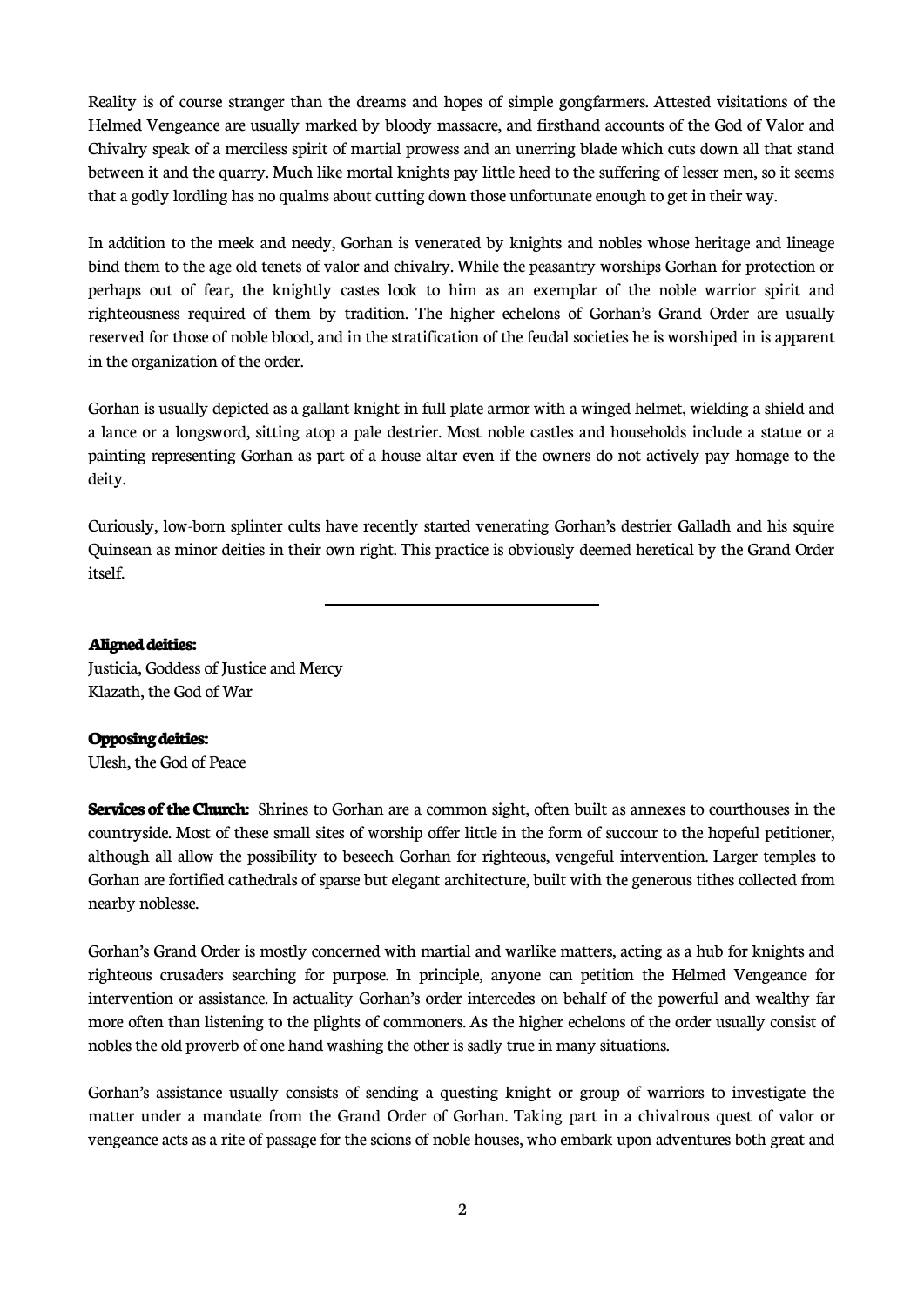Reality is of course stranger than the dreams and hopes of simple gongfarmers. Attested visitations of the Helmed Vengeance are usually marked by bloody massacre, and firsthand accounts of the God of Valor and Chivalry speak of a merciless spirit of martial prowess and an unerring blade which cuts down all that stand between it and the quarry. Much like mortal knights pay little heed to the suffering of lesser men, so it seems that a godly lordling has no qualms about cutting down those unfortunate enough to get in their way.

In addition to the meek and needy, Gorhan is venerated by knights and nobles whose heritage and lineage bind them to the age old tenets of valor and chivalry. While the peasantry worships Gorhan for protection or perhaps out of fear, the knightly castes look to him as an exemplar of the noble warrior spirit and righteousness required of them by tradition. The higher echelons of Gorhan's Grand Order are usually reserved for those of noble blood, and in the stratification of the feudal societies he is worshiped in is apparent in the organization of the order.

Gorhan is usually depicted as a gallant knight in full plate armor with a winged helmet, wielding a shield and a lance or a longsword, sitting atop a pale destrier. Most noble castles and households include a statue or a painting representing Gorhan as part of a house altar even if the owners do not actively pay homage to the deity.

Curiously, low-born splinter cults have recently started venerating Gorhan's destrier Galladh and his squire Quinsean as minor deities in their own right. This practice is obviously deemed heretical by the Grand Order itself.

---

**Aligned deities:**
Justicia, Goddess of Justice and Mercy
Klazath, the God of War

**Opposing deities:**
Ulesh, the God of Peace

**Services of the Church:** Shrines to Gorhan are a common sight, often built as annexes to courthouses in the countryside. Most of these small sites of worship offer little in the form of succour to the hopeful petitioner, although all allow the possibility to beseech Gorhan for righteous, vengeful intervention. Larger temples to Gorhan are fortified cathedrals of sparse but elegant architecture, built with the generous tithes collected from nearby noblesse.

Gorhan's Grand Order is mostly concerned with martial and warlike matters, acting as a hub for knights and righteous crusaders searching for purpose. In principle, anyone can petition the Helmed Vengeance for intervention or assistance. In actuality Gorhan's order intercedes on behalf of the powerful and wealthy far more often than listening to the plights of commoners. As the higher echelons of the order usually consist of nobles the old proverb of one hand washing the other is sadly true in many situations.

Gorhan's assistance usually consists of sending a questing knight or group of warriors to investigate the matter under a mandate from the Grand Order of Gorhan. Taking part in a chivalrous quest of valor or vengeance acts as a rite of passage for the scions of noble houses, who embark upon adventures both great and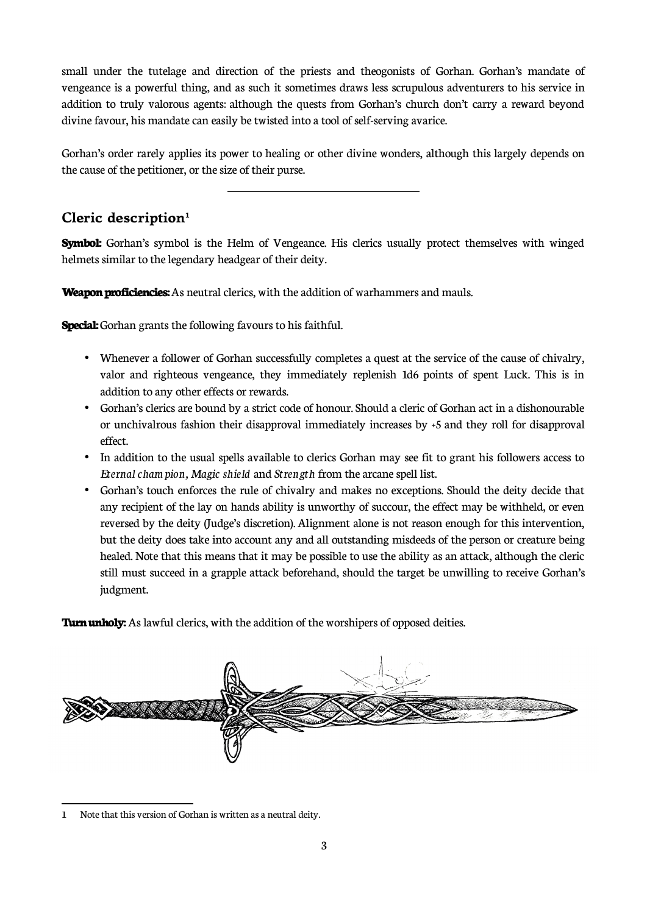small under the tutelage and direction of the priests and theogonists of Gorhan. Gorhan's mandate of vengeance is a powerful thing, and as such it sometimes draws less scrupulous adventurers to his service in addition to truly valorous agents: although the quests from Gorhan's church don't carry a reward beyond divine favour, his mandate can easily be twisted into a tool of self-serving avarice.

Gorhan's order rarely applies its power to healing or other divine wonders, although this largely depends on the cause of the petitioner, or the size of their purse.

---

## Cleric description[1]

**Symbol:** Gorhan's symbol is the Helm of Vengeance. His clerics usually protect themselves with winged helmets similar to the legendary headgear of their deity.

**Weapon proficiencies:** As neutral clerics, with the addition of warhammers and mauls.

**Special:** Gorhan grants the following favours to his faithful.

- Whenever a follower of Gorhan successfully completes a quest at the service of the cause of chivalry, valor and righteous vengeance, they immediately replenish 1d6 points of spent Luck. This is in addition to any other effects or rewards.
- Gorhan's clerics are bound by a strict code of honour. Should a cleric of Gorhan act in a dishonourable or unchivalrous fashion their disapproval immediately increases by +5 and they roll for disapproval effect.
- In addition to the usual spells available to clerics Gorhan may see fit to grant his followers access to *Eternal champion*, *Magic shield* and *Strength* from the arcane spell list.
- Gorhan's touch enforces the rule of chivalry and makes no exceptions. Should the deity decide that any recipient of the lay on hands ability is unworthy of succour, the effect may be withheld, or even reversed by the deity (Judge's discretion). Alignment alone is not reason enough for this intervention, but the deity does take into account any and all outstanding misdeeds of the person or creature being healed. Note that this means that it may be possible to use the ability as an attack, although the cleric still must succeed in a grapple attack beforehand, should the target be unwilling to receive Gorhan's judgment.

**Turn unholy:** As lawful clerics, with the addition of the worshipers of opposed deities.

---

1 Note that this version of Gorhan is written as a neutral deity.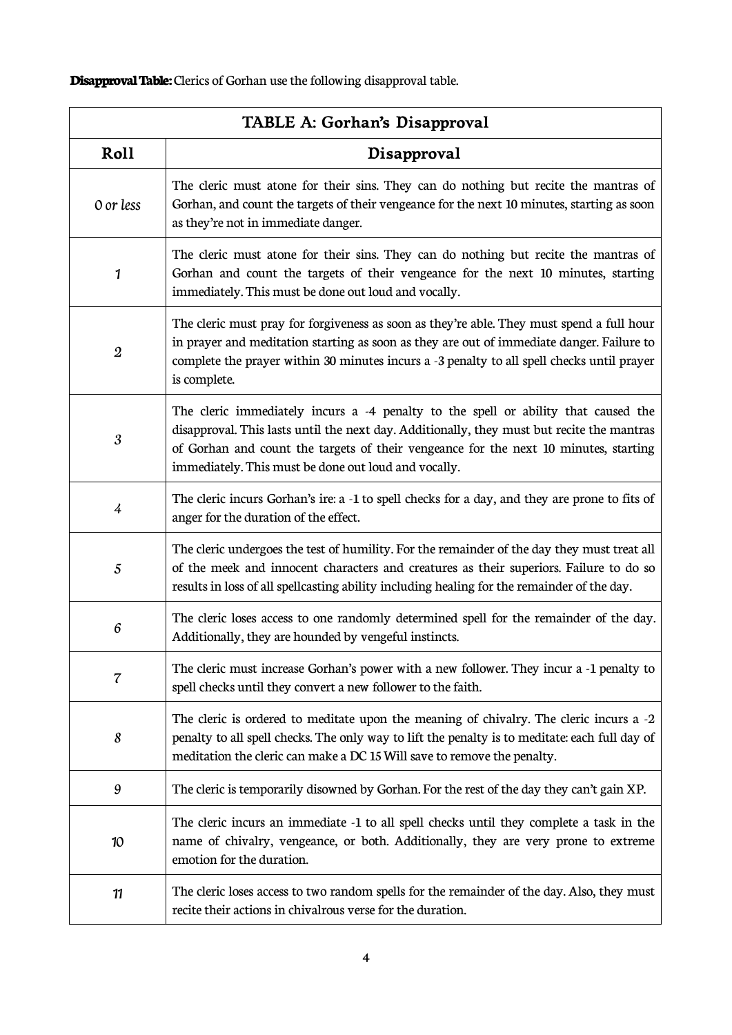**Disapproval Table:** Clerics of Gorhan use the following disapproval table.

| TABLE A: Gorhan's Disapproval | |
|---|---|
| **Roll** | **Disapproval** |
| *0 or less* | The cleric must atone for their sins. They can do nothing but recite the mantras of Gorhan, and count the targets of their vengeance for the next 10 minutes, starting as soon as they're not in immediate danger. |
| *1* | The cleric must atone for their sins. They can do nothing but recite the mantras of Gorhan and count the targets of their vengeance for the next 10 minutes, starting immediately. This must be done out loud and vocally. |
| *2* | The cleric must pray for forgiveness as soon as they're able. They must spend a full hour in prayer and meditation starting as soon as they are out of immediate danger. Failure to complete the prayer within 30 minutes incurs a -3 penalty to all spell checks until prayer is complete. |
| *3* | The cleric immediately incurs a -4 penalty to the spell or ability that caused the disapproval. This lasts until the next day. Additionally, they must but recite the mantras of Gorhan and count the targets of their vengeance for the next 10 minutes, starting immediately. This must be done out loud and vocally. |
| *4* | The cleric incurs Gorhan's ire: a -1 to spell checks for a day, and they are prone to fits of anger for the duration of the effect. |
| *5* | The cleric undergoes the test of humility. For the remainder of the day they must treat all of the meek and innocent characters and creatures as their superiors. Failure to do so results in loss of all spellcasting ability including healing for the remainder of the day. |
| *6* | The cleric loses access to one randomly determined spell for the remainder of the day. Additionally, they are hounded by vengeful instincts. |
| *7* | The cleric must increase Gorhan's power with a new follower. They incur a -1 penalty to spell checks until they convert a new follower to the faith. |
| *8* | The cleric is ordered to meditate upon the meaning of chivalry. The cleric incurs a -2 penalty to all spell checks. The only way to lift the penalty is to meditate: each full day of meditation the cleric can make a DC 15 Will save to remove the penalty. |
| *9* | The cleric is temporarily disowned by Gorhan. For the rest of the day they can't gain XP. |
| *10* | The cleric incurs an immediate -1 to all spell checks until they complete a task in the name of chivalry, vengeance, or both. Additionally, they are very prone to extreme emotion for the duration. |
| *11* | The cleric loses access to two random spells for the remainder of the day. Also, they must recite their actions in chivalrous verse for the duration. |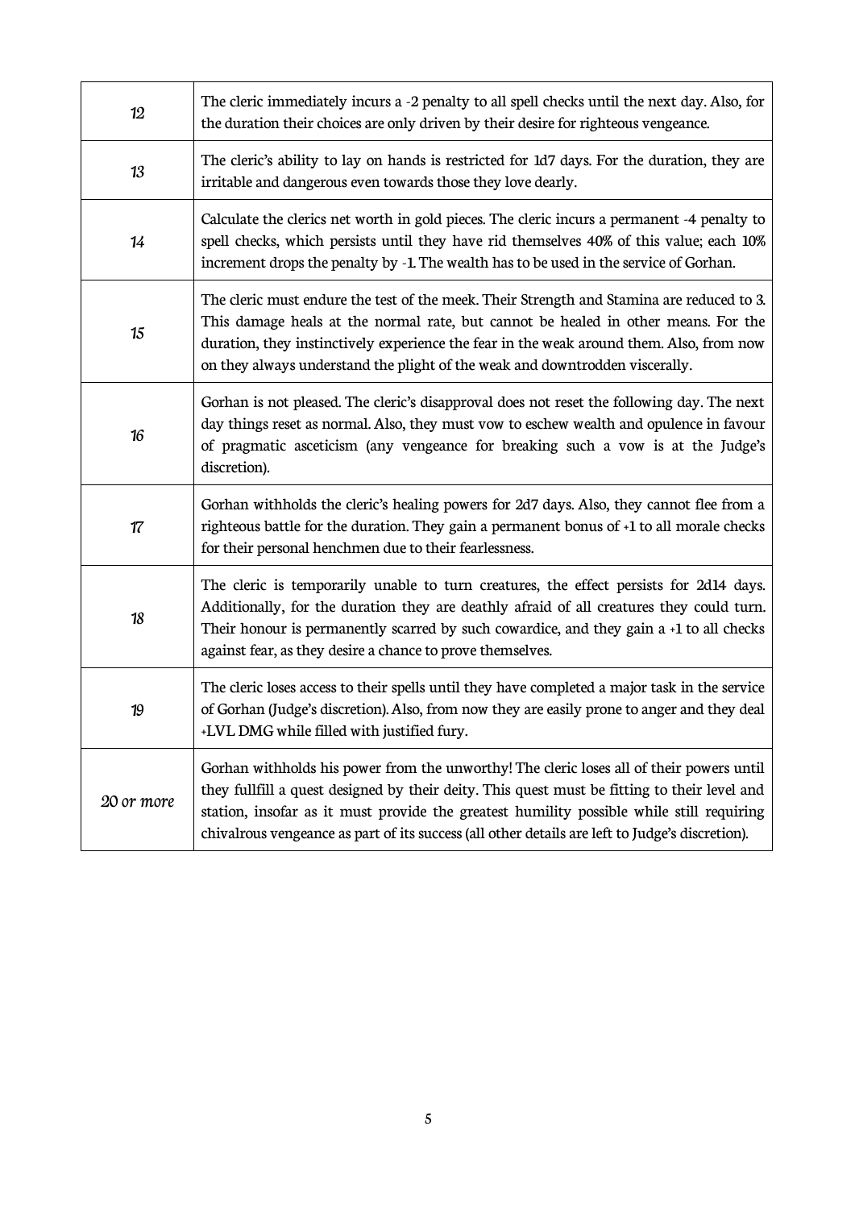| | |
|---|---|
| *12* | The cleric immediately incurs a -2 penalty to all spell checks until the next day. Also, for the duration their choices are only driven by their desire for righteous vengeance. |
| *13* | The cleric's ability to lay on hands is restricted for 1d7 days. For the duration, they are irritable and dangerous even towards those they love dearly. |
| *14* | Calculate the clerics net worth in gold pieces. The cleric incurs a permanent -4 penalty to spell checks, which persists until they have rid themselves 40% of this value; each 10% increment drops the penalty by -1. The wealth has to be used in the service of Gorhan. |
| *15* | The cleric must endure the test of the meek. Their Strength and Stamina are reduced to 3. This damage heals at the normal rate, but cannot be healed in other means. For the duration, they instinctively experience the fear in the weak around them. Also, from now on they always understand the plight of the weak and downtrodden viscerally. |
| *16* | Gorhan is not pleased. The cleric's disapproval does not reset the following day. The next day things reset as normal. Also, they must vow to eschew wealth and opulence in favour of pragmatic asceticism (any vengeance for breaking such a vow is at the Judge's discretion). |
| *17* | Gorhan withholds the cleric's healing powers for 2d7 days. Also, they cannot flee from a righteous battle for the duration. They gain a permanent bonus of +1 to all morale checks for their personal henchmen due to their fearlessness. |
| *18* | The cleric is temporarily unable to turn creatures, the effect persists for 2d14 days. Additionally, for the duration they are deathly afraid of all creatures they could turn. Their honour is permanently scarred by such cowardice, and they gain a +1 to all checks against fear, as they desire a chance to prove themselves. |
| *19* | The cleric loses access to their spells until they have completed a major task in the service of Gorhan (Judge's discretion). Also, from now they are easily prone to anger and they deal +LVL DMG while filled with justified fury. |
| *20 or more* | Gorhan withholds his power from the unworthy! The cleric loses all of their powers until they fullfill a quest designed by their deity. This quest must be fitting to their level and station, insofar as it must provide the greatest humility possible while still requiring chivalrous vengeance as part of its success (all other details are left to Judge's discretion). |